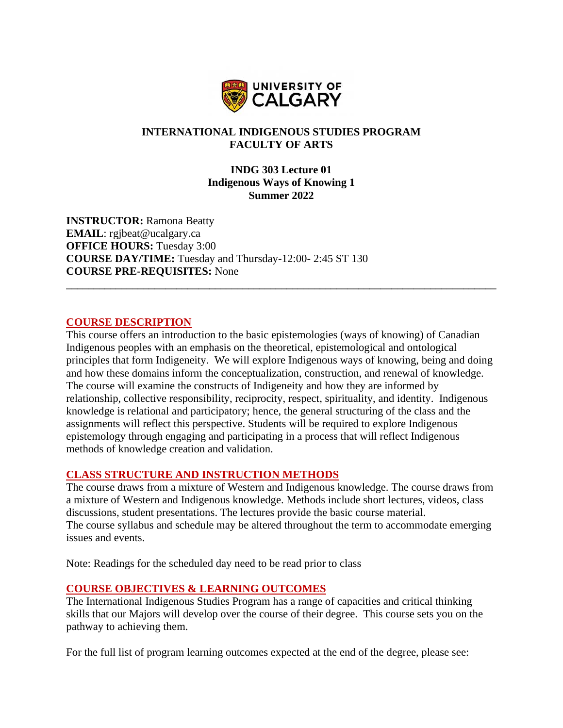**INTERNATIONAL INDIGENOUS STUDIES PROGRAM**
**FACULTY OF ARTS**

**INDG 303 Lecture 01**
**Indigenous Ways of Knowing 1**
**Summer 2022**

**INSTRUCTOR:** Ramona Beatty
**EMAIL**: rgjbeat@ucalgary.ca
**OFFICE HOURS:** Tuesday 3:00
**COURSE DAY/TIME:** Tuesday and Thursday-12:00- 2:45 ST 130
**COURSE PRE-REQUISITES:** None

---

## COURSE DESCRIPTION

This course offers an introduction to the basic epistemologies (ways of knowing) of Canadian Indigenous peoples with an emphasis on the theoretical, epistemological and ontological principles that form Indigeneity. We will explore Indigenous ways of knowing, being and doing and how these domains inform the conceptualization, construction, and renewal of knowledge. The course will examine the constructs of Indigeneity and how they are informed by relationship, collective responsibility, reciprocity, respect, spirituality, and identity. Indigenous knowledge is relational and participatory; hence, the general structuring of the class and the assignments will reflect this perspective. Students will be required to explore Indigenous epistemology through engaging and participating in a process that will reflect Indigenous methods of knowledge creation and validation.

## CLASS STRUCTURE AND INSTRUCTION METHODS

The course draws from a mixture of Western and Indigenous knowledge. The course draws from a mixture of Western and Indigenous knowledge. Methods include short lectures, videos, class discussions, student presentations. The lectures provide the basic course material.
The course syllabus and schedule may be altered throughout the term to accommodate emerging issues and events.

Note: Readings for the scheduled day need to be read prior to class

## COURSE OBJECTIVES & LEARNING OUTCOMES

The International Indigenous Studies Program has a range of capacities and critical thinking skills that our Majors will develop over the course of their degree. This course sets you on the pathway to achieving them.

For the full list of program learning outcomes expected at the end of the degree, please see: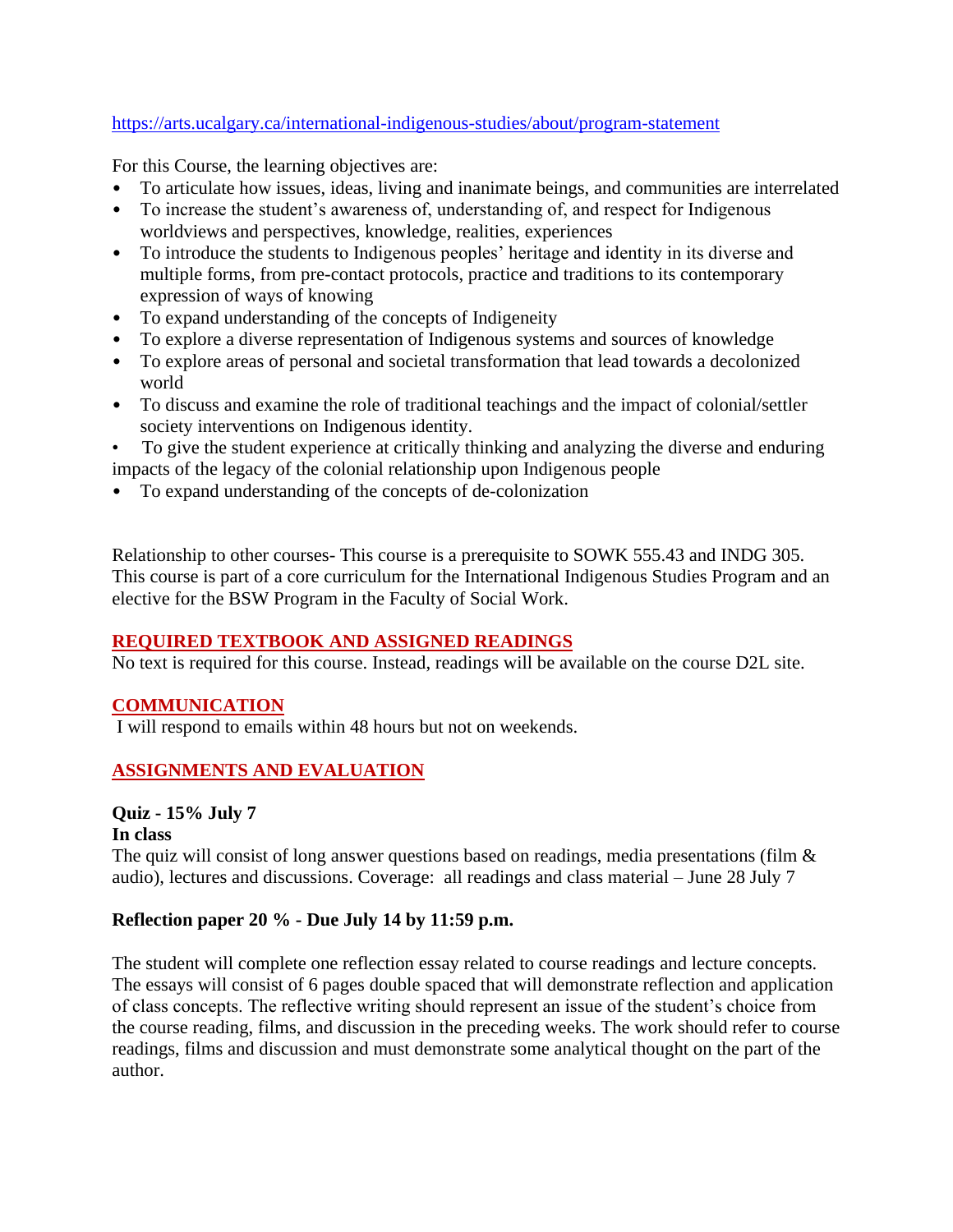https://arts.ucalgary.ca/international-indigenous-studies/about/program-statement

For this Course, the learning objectives are:

- To articulate how issues, ideas, living and inanimate beings, and communities are interrelated
- To increase the student's awareness of, understanding of, and respect for Indigenous worldviews and perspectives, knowledge, realities, experiences
- To introduce the students to Indigenous peoples' heritage and identity in its diverse and multiple forms, from pre-contact protocols, practice and traditions to its contemporary expression of ways of knowing
- To expand understanding of the concepts of Indigeneity
- To explore a diverse representation of Indigenous systems and sources of knowledge
- To explore areas of personal and societal transformation that lead towards a decolonized world
- To discuss and examine the role of traditional teachings and the impact of colonial/settler society interventions on Indigenous identity.
- To give the student experience at critically thinking and analyzing the diverse and enduring impacts of the legacy of the colonial relationship upon Indigenous people
- To expand understanding of the concepts of de-colonization

Relationship to other courses- This course is a prerequisite to SOWK 555.43 and INDG 305. This course is part of a core curriculum for the International Indigenous Studies Program and an elective for the BSW Program in the Faculty of Social Work.

## REQUIRED TEXTBOOK AND ASSIGNED READINGS

No text is required for this course. Instead, readings will be available on the course D2L site.

## COMMUNICATION

I will respond to emails within 48 hours but not on weekends.

## ASSIGNMENTS AND EVALUATION

**Quiz - 15% July 7**
**In class**

The quiz will consist of long answer questions based on readings, media presentations (film & audio), lectures and discussions. Coverage: all readings and class material – June 28 July 7

**Reflection paper 20 % - Due July 14 by 11:59 p.m.**

The student will complete one reflection essay related to course readings and lecture concepts. The essays will consist of 6 pages double spaced that will demonstrate reflection and application of class concepts. The reflective writing should represent an issue of the student's choice from the course reading, films, and discussion in the preceding weeks. The work should refer to course readings, films and discussion and must demonstrate some analytical thought on the part of the author.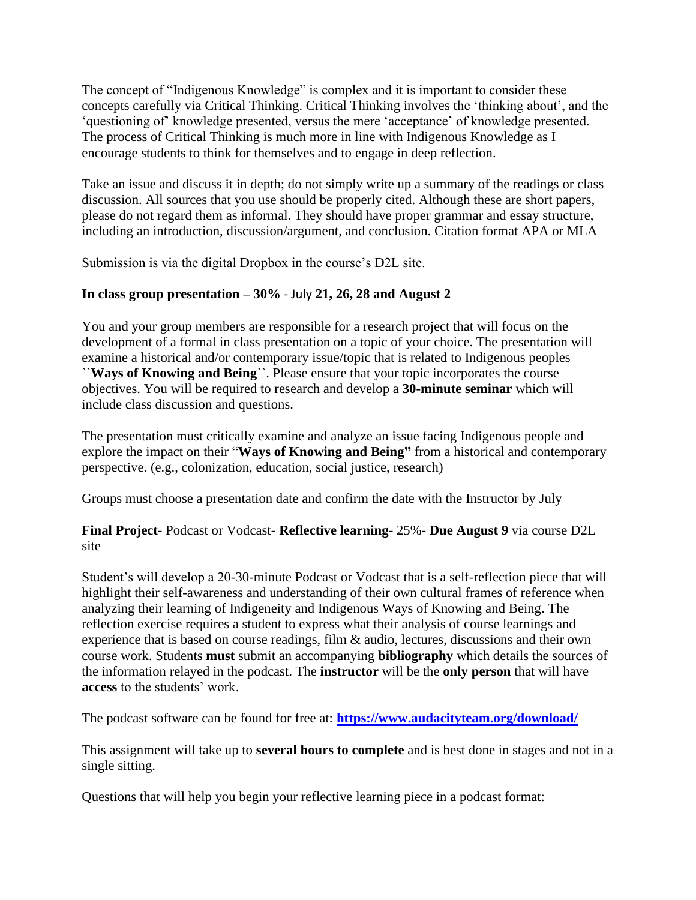The concept of "Indigenous Knowledge" is complex and it is important to consider these concepts carefully via Critical Thinking. Critical Thinking involves the 'thinking about', and the 'questioning of' knowledge presented, versus the mere 'acceptance' of knowledge presented. The process of Critical Thinking is much more in line with Indigenous Knowledge as I encourage students to think for themselves and to engage in deep reflection.

Take an issue and discuss it in depth; do not simply write up a summary of the readings or class discussion. All sources that you use should be properly cited. Although these are short papers, please do not regard them as informal. They should have proper grammar and essay structure, including an introduction, discussion/argument, and conclusion. Citation format APA or MLA

Submission is via the digital Dropbox in the course's D2L site.

**In class group presentation – 30%** - July **21, 26, 28 and August 2**

You and your group members are responsible for a research project that will focus on the development of a formal in class presentation on a topic of your choice. The presentation will examine a historical and/or contemporary issue/topic that is related to Indigenous peoples ``**Ways of Knowing and Being**``. Please ensure that your topic incorporates the course objectives. You will be required to research and develop a **30-minute seminar** which will include class discussion and questions.

The presentation must critically examine and analyze an issue facing Indigenous people and explore the impact on their "**Ways of Knowing and Being"** from a historical and contemporary perspective. (e.g., colonization, education, social justice, research)

Groups must choose a presentation date and confirm the date with the Instructor by July

**Final Project**- Podcast or Vodcast- **Reflective learning**- 25%- **Due August 9** via course D2L site

Student's will develop a 20-30-minute Podcast or Vodcast that is a self-reflection piece that will highlight their self-awareness and understanding of their own cultural frames of reference when analyzing their learning of Indigeneity and Indigenous Ways of Knowing and Being. The reflection exercise requires a student to express what their analysis of course learnings and experience that is based on course readings, film & audio, lectures, discussions and their own course work. Students **must** submit an accompanying **bibliography** which details the sources of the information relayed in the podcast. The **instructor** will be the **only person** that will have **access** to the students' work.

The podcast software can be found for free at: **https://www.audacityteam.org/download/**

This assignment will take up to **several hours to complete** and is best done in stages and not in a single sitting.

Questions that will help you begin your reflective learning piece in a podcast format: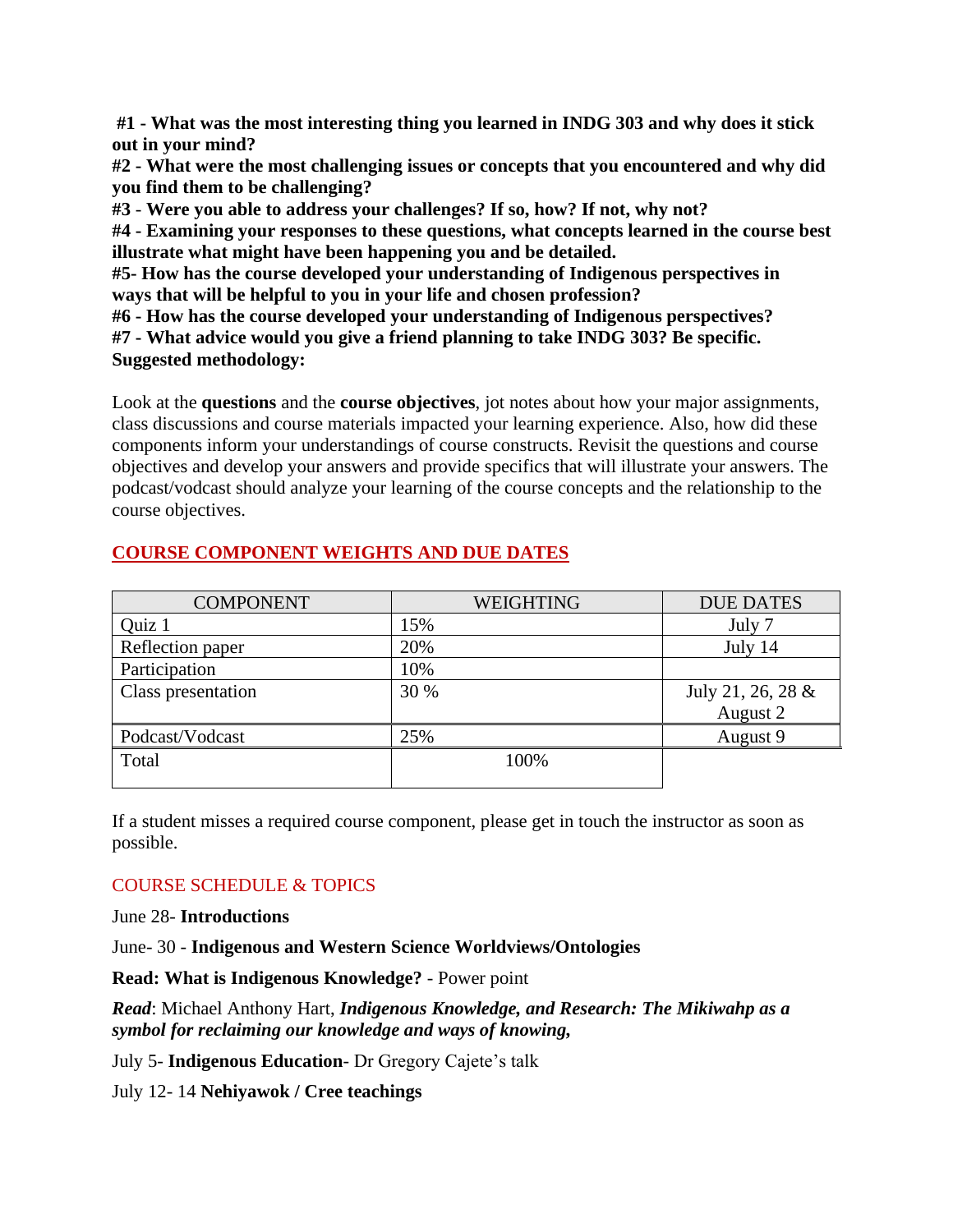**#1 - What was the most interesting thing you learned in INDG 303 and why does it stick out in your mind?**
**#2 - What were the most challenging issues or concepts that you encountered and why did you find them to be challenging?**
**#3 - Were you able to address your challenges? If so, how? If not, why not?**
**#4 - Examining your responses to these questions, what concepts learned in the course best illustrate what might have been happening you and be detailed.**
**#5- How has the course developed your understanding of Indigenous perspectives in ways that will be helpful to you in your life and chosen profession?**
**#6 - How has the course developed your understanding of Indigenous perspectives?**
**#7 - What advice would you give a friend planning to take INDG 303? Be specific.**
**Suggested methodology:**

Look at the **questions** and the **course objectives**, jot notes about how your major assignments, class discussions and course materials impacted your learning experience. Also, how did these components inform your understandings of course constructs. Revisit the questions and course objectives and develop your answers and provide specifics that will illustrate your answers. The podcast/vodcast should analyze your learning of the course concepts and the relationship to the course objectives.

## COURSE COMPONENT WEIGHTS AND DUE DATES

| COMPONENT | WEIGHTING | DUE DATES |
| --- | --- | --- |
| Quiz 1 | 15% | July 7 |
| Reflection paper | 20% | July 14 |
| Participation | 10% | |
| Class presentation | 30 % | July 21, 26, 28 & August 2 |
| Podcast/Vodcast | 25% | August 9 |
| Total | 100% | |

If a student misses a required course component, please get in touch the instructor as soon as possible.

## COURSE SCHEDULE & TOPICS

June 28- **Introductions**

June- 30 - **Indigenous and Western Science Worldviews/Ontologies**

**Read: What is Indigenous Knowledge?** - Power point

***Read***: Michael Anthony Hart, ***Indigenous Knowledge, and Research: The Mikiwahp as a symbol for reclaiming our knowledge and ways of knowing,***

July 5- **Indigenous Education**- Dr Gregory Cajete's talk

July 12- 14 **Nehiyawok / Cree teachings**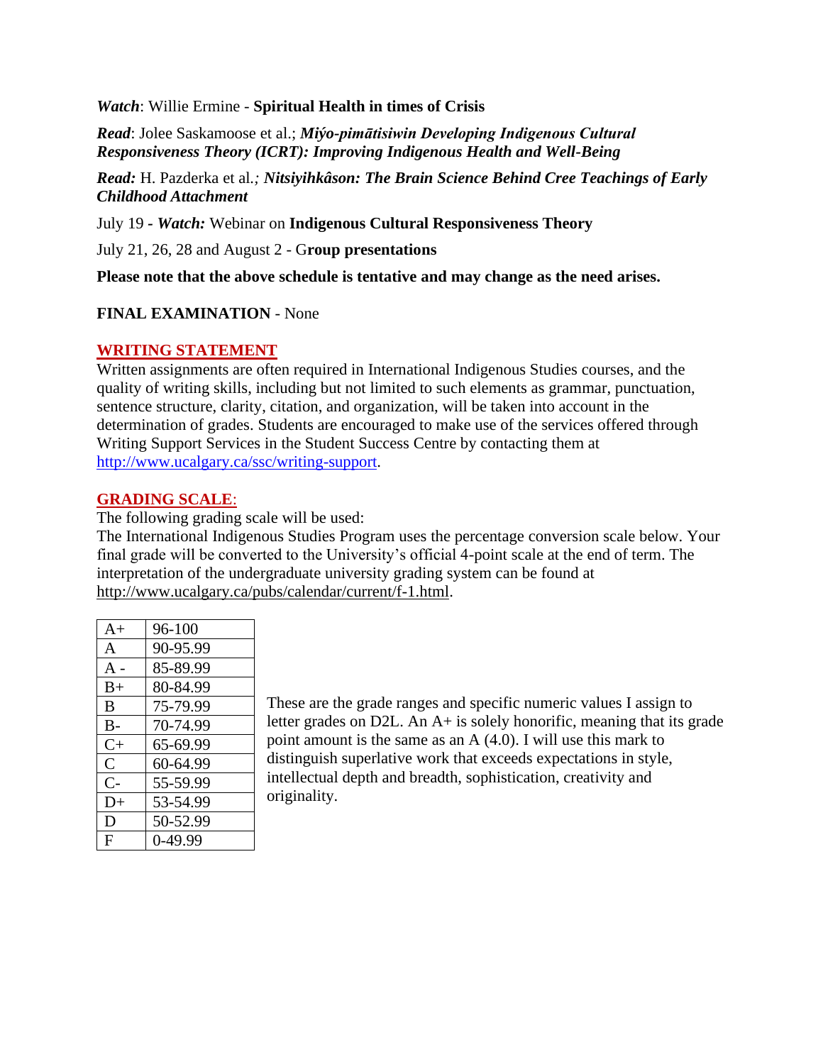***Watch***: Willie Ermine - **Spiritual Health in times of Crisis**

***Read***: Jolee Saskamoose et al.; ***Miýo-pimātisiwin Developing Indigenous Cultural Responsiveness Theory (ICRT): Improving Indigenous Health and Well-Being***

***Read:*** H. Pazderka et al.*;* ***Nitsiyihkâson: The Brain Science Behind Cree Teachings of Early Childhood Attachment***

July 19 - ***Watch:*** Webinar on **Indigenous Cultural Responsiveness Theory**

July 21, 26, 28 and August 2 - G**roup presentations**

**Please note that the above schedule is tentative and may change as the need arises.**

**FINAL EXAMINATION** - None

## WRITING STATEMENT

Written assignments are often required in International Indigenous Studies courses, and the quality of writing skills, including but not limited to such elements as grammar, punctuation, sentence structure, clarity, citation, and organization, will be taken into account in the determination of grades. Students are encouraged to make use of the services offered through Writing Support Services in the Student Success Centre by contacting them at http://www.ucalgary.ca/ssc/writing-support.

## GRADING SCALE:

The following grading scale will be used:
The International Indigenous Studies Program uses the percentage conversion scale below. Your final grade will be converted to the University's official 4-point scale at the end of term. The interpretation of the undergraduate university grading system can be found at http://www.ucalgary.ca/pubs/calendar/current/f-1.html.

| Grade | Range |
|---|---|
| A+ | 96-100 |
| A | 90-95.99 |
| A - | 85-89.99 |
| B+ | 80-84.99 |
| B | 75-79.99 |
| B- | 70-74.99 |
| C+ | 65-69.99 |
| C | 60-64.99 |
| C- | 55-59.99 |
| D+ | 53-54.99 |
| D | 50-52.99 |
| F | 0-49.99 |

These are the grade ranges and specific numeric values I assign to letter grades on D2L. An A+ is solely honorific, meaning that its grade point amount is the same as an A (4.0). I will use this mark to distinguish superlative work that exceeds expectations in style, intellectual depth and breadth, sophistication, creativity and originality.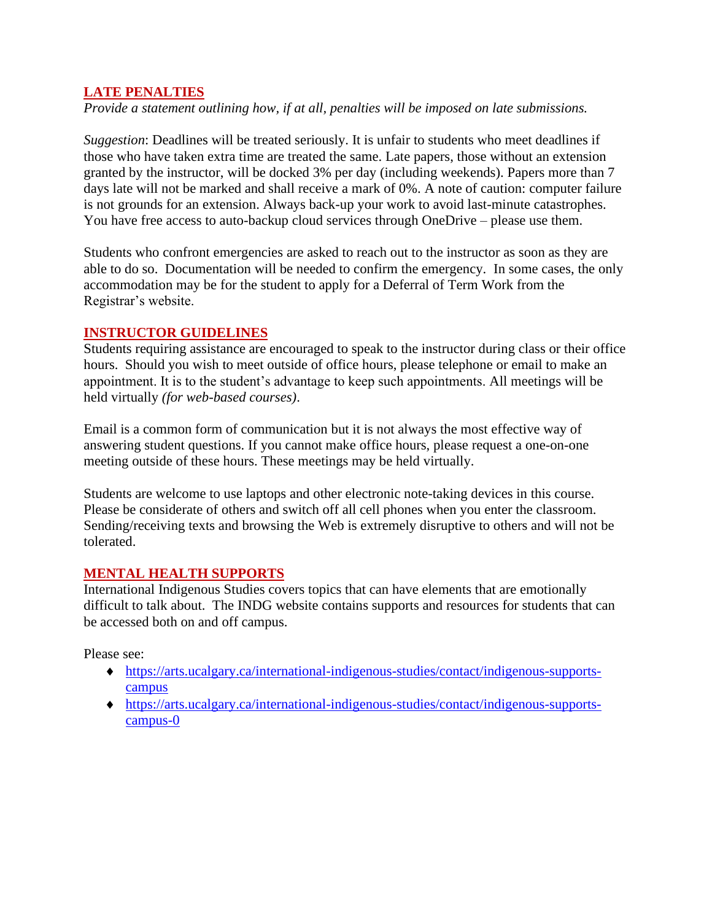## LATE PENALTIES

*Provide a statement outlining how, if at all, penalties will be imposed on late submissions.*

*Suggestion*: Deadlines will be treated seriously. It is unfair to students who meet deadlines if those who have taken extra time are treated the same. Late papers, those without an extension granted by the instructor, will be docked 3% per day (including weekends). Papers more than 7 days late will not be marked and shall receive a mark of 0%. A note of caution: computer failure is not grounds for an extension. Always back-up your work to avoid last-minute catastrophes. You have free access to auto-backup cloud services through OneDrive – please use them.

Students who confront emergencies are asked to reach out to the instructor as soon as they are able to do so. Documentation will be needed to confirm the emergency. In some cases, the only accommodation may be for the student to apply for a Deferral of Term Work from the Registrar's website.

## INSTRUCTOR GUIDELINES

Students requiring assistance are encouraged to speak to the instructor during class or their office hours. Should you wish to meet outside of office hours, please telephone or email to make an appointment. It is to the student's advantage to keep such appointments. All meetings will be held virtually *(for web-based courses)*.

Email is a common form of communication but it is not always the most effective way of answering student questions. If you cannot make office hours, please request a one-on-one meeting outside of these hours. These meetings may be held virtually.

Students are welcome to use laptops and other electronic note-taking devices in this course. Please be considerate of others and switch off all cell phones when you enter the classroom. Sending/receiving texts and browsing the Web is extremely disruptive to others and will not be tolerated.

## MENTAL HEALTH SUPPORTS

International Indigenous Studies covers topics that can have elements that are emotionally difficult to talk about. The INDG website contains supports and resources for students that can be accessed both on and off campus.

Please see:

- https://arts.ucalgary.ca/international-indigenous-studies/contact/indigenous-supports-campus
- https://arts.ucalgary.ca/international-indigenous-studies/contact/indigenous-supports-campus-0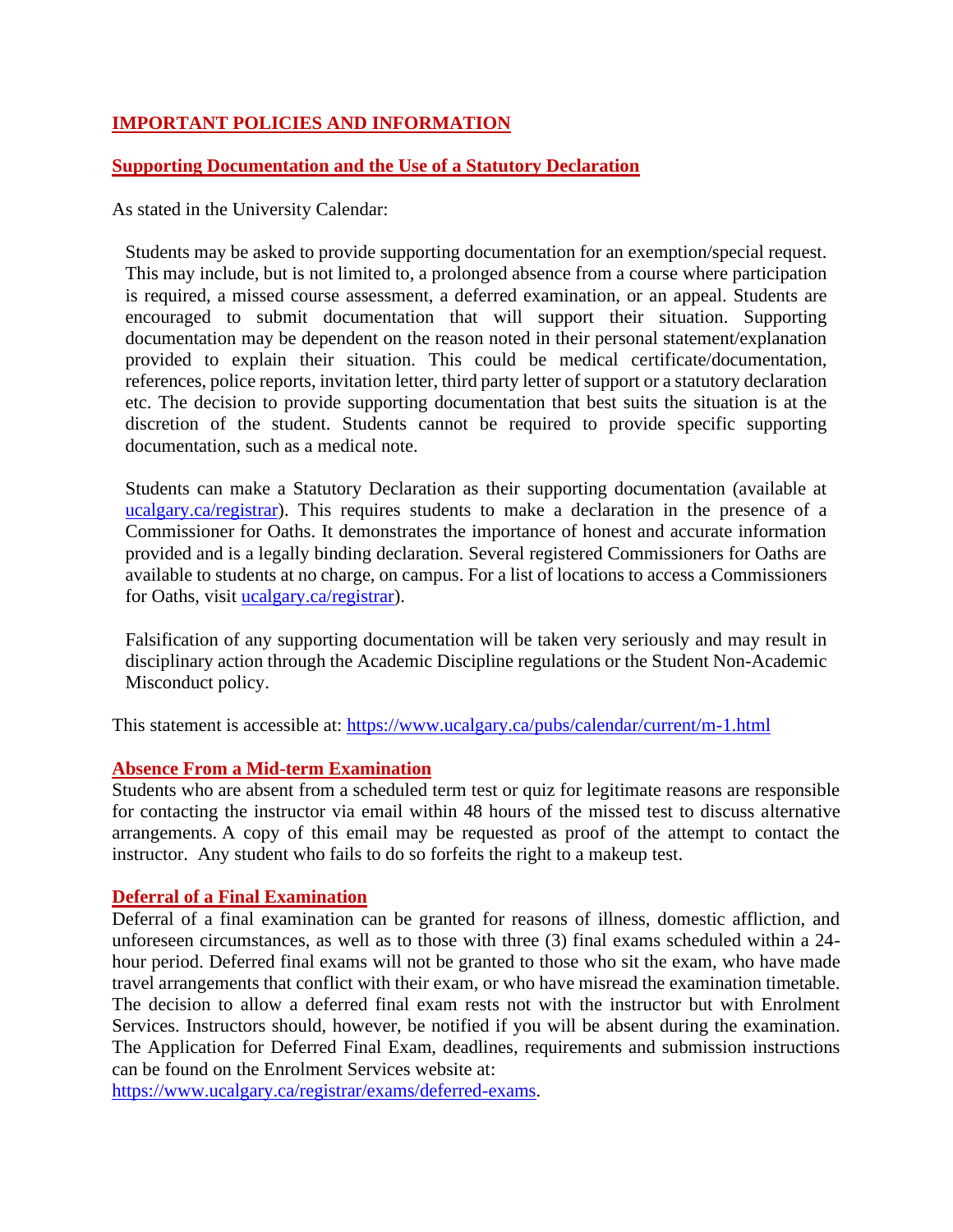## IMPORTANT POLICIES AND INFORMATION

### Supporting Documentation and the Use of a Statutory Declaration

As stated in the University Calendar:

> Students may be asked to provide supporting documentation for an exemption/special request. This may include, but is not limited to, a prolonged absence from a course where participation is required, a missed course assessment, a deferred examination, or an appeal. Students are encouraged to submit documentation that will support their situation. Supporting documentation may be dependent on the reason noted in their personal statement/explanation provided to explain their situation. This could be medical certificate/documentation, references, police reports, invitation letter, third party letter of support or a statutory declaration etc. The decision to provide supporting documentation that best suits the situation is at the discretion of the student. Students cannot be required to provide specific supporting documentation, such as a medical note.
>
> Students can make a Statutory Declaration as their supporting documentation (available at [ucalgary.ca/registrar](ucalgary.ca/registrar)). This requires students to make a declaration in the presence of a Commissioner for Oaths. It demonstrates the importance of honest and accurate information provided and is a legally binding declaration. Several registered Commissioners for Oaths are available to students at no charge, on campus. For a list of locations to access a Commissioners for Oaths, visit [ucalgary.ca/registrar](ucalgary.ca/registrar)).
>
> Falsification of any supporting documentation will be taken very seriously and may result in disciplinary action through the Academic Discipline regulations or the Student Non-Academic Misconduct policy.

This statement is accessible at: https://www.ucalgary.ca/pubs/calendar/current/m-1.html

### Absence From a Mid-term Examination

Students who are absent from a scheduled term test or quiz for legitimate reasons are responsible for contacting the instructor via email within 48 hours of the missed test to discuss alternative arrangements. A copy of this email may be requested as proof of the attempt to contact the instructor. Any student who fails to do so forfeits the right to a makeup test.

### Deferral of a Final Examination

Deferral of a final examination can be granted for reasons of illness, domestic affliction, and unforeseen circumstances, as well as to those with three (3) final exams scheduled within a 24-hour period. Deferred final exams will not be granted to those who sit the exam, who have made travel arrangements that conflict with their exam, or who have misread the examination timetable. The decision to allow a deferred final exam rests not with the instructor but with Enrolment Services. Instructors should, however, be notified if you will be absent during the examination. The Application for Deferred Final Exam, deadlines, requirements and submission instructions can be found on the Enrolment Services website at: https://www.ucalgary.ca/registrar/exams/deferred-exams.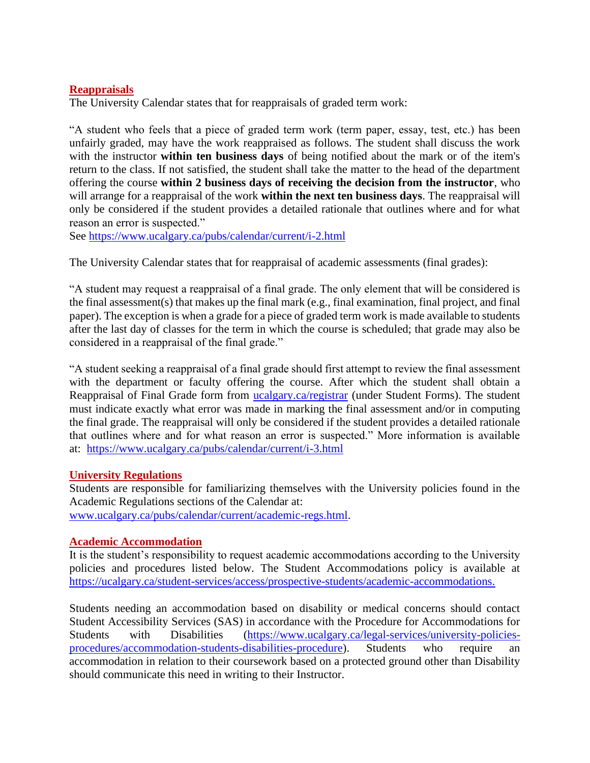## Reappraisals

The University Calendar states that for reappraisals of graded term work:

"A student who feels that a piece of graded term work (term paper, essay, test, etc.) has been unfairly graded, may have the work reappraised as follows. The student shall discuss the work with the instructor **within ten business days** of being notified about the mark or of the item's return to the class. If not satisfied, the student shall take the matter to the head of the department offering the course **within 2 business days of receiving the decision from the instructor**, who will arrange for a reappraisal of the work **within the next ten business days**. The reappraisal will only be considered if the student provides a detailed rationale that outlines where and for what reason an error is suspected."

See https://www.ucalgary.ca/pubs/calendar/current/i-2.html

The University Calendar states that for reappraisal of academic assessments (final grades):

"A student may request a reappraisal of a final grade. The only element that will be considered is the final assessment(s) that makes up the final mark (e.g., final examination, final project, and final paper). The exception is when a grade for a piece of graded term work is made available to students after the last day of classes for the term in which the course is scheduled; that grade may also be considered in a reappraisal of the final grade."

"A student seeking a reappraisal of a final grade should first attempt to review the final assessment with the department or faculty offering the course. After which the student shall obtain a Reappraisal of Final Grade form from ucalgary.ca/registrar (under Student Forms). The student must indicate exactly what error was made in marking the final assessment and/or in computing the final grade. The reappraisal will only be considered if the student provides a detailed rationale that outlines where and for what reason an error is suspected." More information is available at: https://www.ucalgary.ca/pubs/calendar/current/i-3.html

## University Regulations

Students are responsible for familiarizing themselves with the University policies found in the Academic Regulations sections of the Calendar at: www.ucalgary.ca/pubs/calendar/current/academic-regs.html.

## Academic Accommodation

It is the student's responsibility to request academic accommodations according to the University policies and procedures listed below. The Student Accommodations policy is available at https://ucalgary.ca/student-services/access/prospective-students/academic-accommodations.

Students needing an accommodation based on disability or medical concerns should contact Student Accessibility Services (SAS) in accordance with the Procedure for Accommodations for Students with Disabilities (https://www.ucalgary.ca/legal-services/university-policies-procedures/accommodation-students-disabilities-procedure). Students who require an accommodation in relation to their coursework based on a protected ground other than Disability should communicate this need in writing to their Instructor.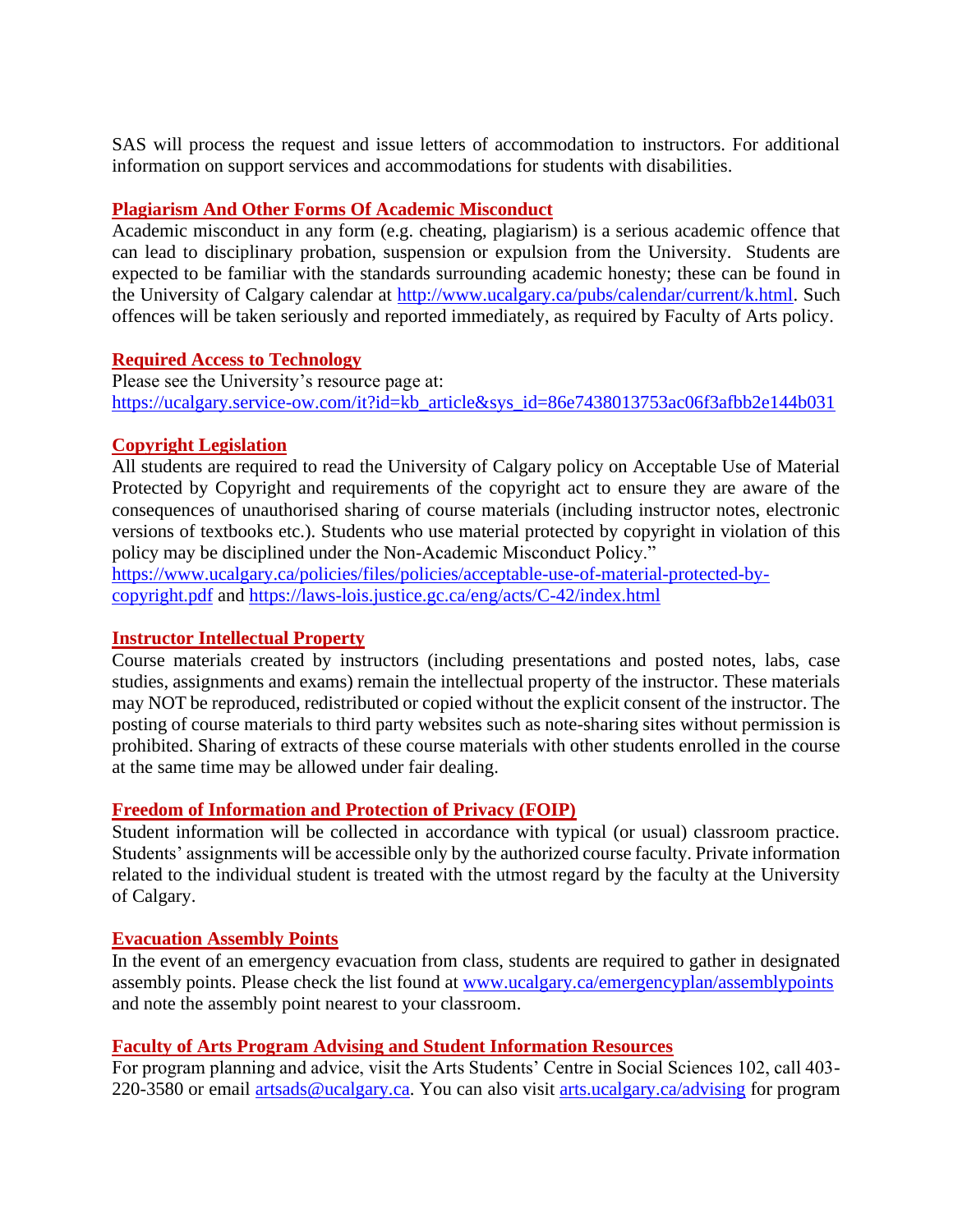SAS will process the request and issue letters of accommodation to instructors. For additional information on support services and accommodations for students with disabilities.

### Plagiarism And Other Forms Of Academic Misconduct

Academic misconduct in any form (e.g. cheating, plagiarism) is a serious academic offence that can lead to disciplinary probation, suspension or expulsion from the University. Students are expected to be familiar with the standards surrounding academic honesty; these can be found in the University of Calgary calendar at [http://www.ucalgary.ca/pubs/calendar/current/k.html](http://www.ucalgary.ca/pubs/calendar/current/k.html). Such offences will be taken seriously and reported immediately, as required by Faculty of Arts policy.

### Required Access to Technology

Please see the University's resource page at:
[https://ucalgary.service-ow.com/it?id=kb_article&sys_id=86e7438013753ac06f3afbb2e144b031](https://ucalgary.service-ow.com/it?id=kb_article&sys_id=86e7438013753ac06f3afbb2e144b031)

### Copyright Legislation

All students are required to read the University of Calgary policy on Acceptable Use of Material Protected by Copyright and requirements of the copyright act to ensure they are aware of the consequences of unauthorised sharing of course materials (including instructor notes, electronic versions of textbooks etc.). Students who use material protected by copyright in violation of this policy may be disciplined under the Non-Academic Misconduct Policy."
[https://www.ucalgary.ca/policies/files/policies/acceptable-use-of-material-protected-by-copyright.pdf](https://www.ucalgary.ca/policies/files/policies/acceptable-use-of-material-protected-by-copyright.pdf) and [https://laws-lois.justice.gc.ca/eng/acts/C-42/index.html](https://laws-lois.justice.gc.ca/eng/acts/C-42/index.html)

### Instructor Intellectual Property

Course materials created by instructors (including presentations and posted notes, labs, case studies, assignments and exams) remain the intellectual property of the instructor. These materials may NOT be reproduced, redistributed or copied without the explicit consent of the instructor. The posting of course materials to third party websites such as note-sharing sites without permission is prohibited. Sharing of extracts of these course materials with other students enrolled in the course at the same time may be allowed under fair dealing.

### Freedom of Information and Protection of Privacy (FOIP)

Student information will be collected in accordance with typical (or usual) classroom practice. Students' assignments will be accessible only by the authorized course faculty. Private information related to the individual student is treated with the utmost regard by the faculty at the University of Calgary.

### Evacuation Assembly Points

In the event of an emergency evacuation from class, students are required to gather in designated assembly points. Please check the list found at [www.ucalgary.ca/emergencyplan/assemblypoints](http://www.ucalgary.ca/emergencyplan/assemblypoints) and note the assembly point nearest to your classroom.

### Faculty of Arts Program Advising and Student Information Resources

For program planning and advice, visit the Arts Students' Centre in Social Sciences 102, call 403-220-3580 or email [artsads@ucalgary.ca](mailto:artsads@ucalgary.ca). You can also visit [arts.ucalgary.ca/advising](http://arts.ucalgary.ca/advising) for program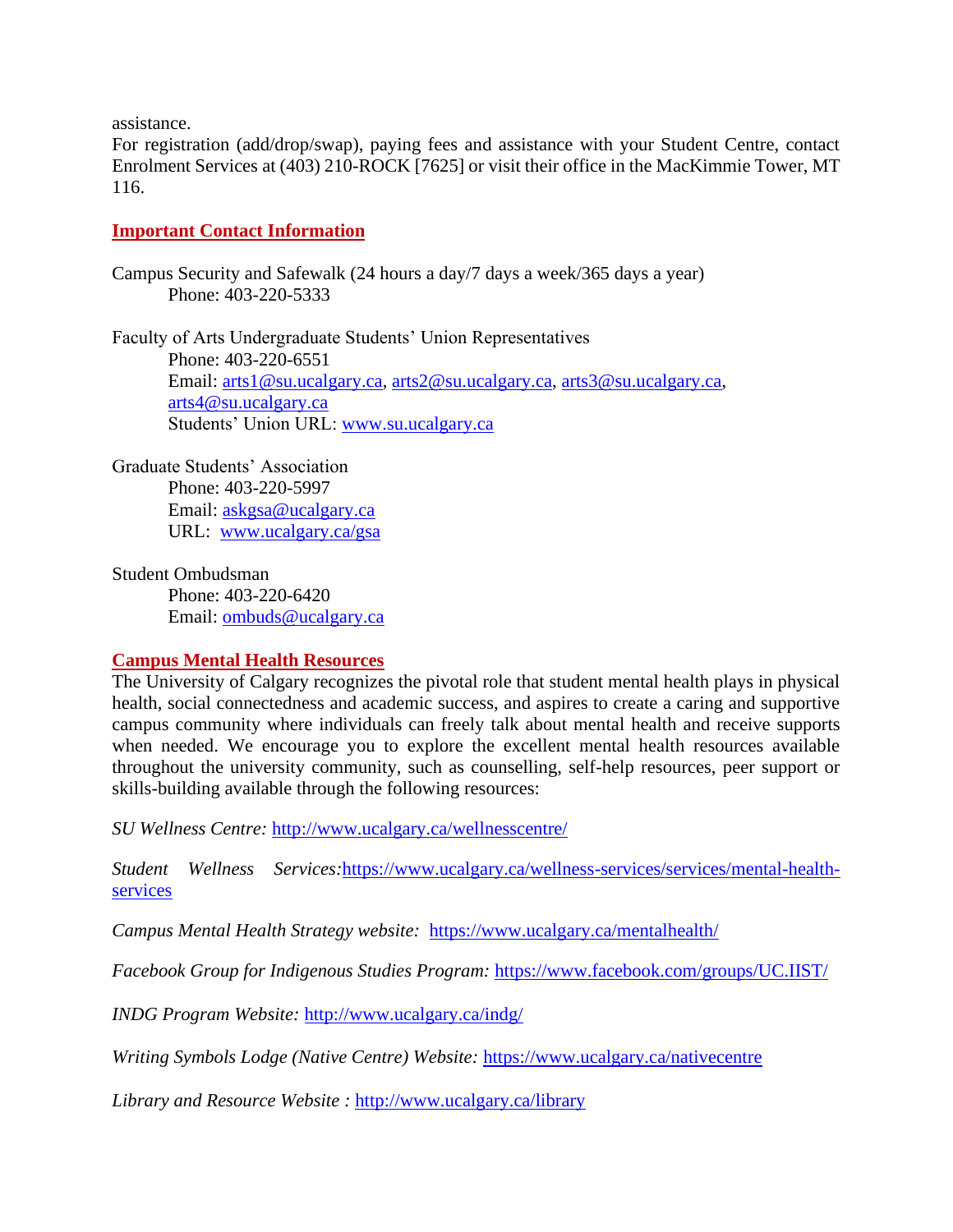assistance.
For registration (add/drop/swap), paying fees and assistance with your Student Centre, contact Enrolment Services at (403) 210-ROCK [7625] or visit their office in the MacKimmie Tower, MT 116.

## Important Contact Information

Campus Security and Safewalk (24 hours a day/7 days a week/365 days a year)
Phone: 403-220-5333

Faculty of Arts Undergraduate Students' Union Representatives
Phone: 403-220-6551
Email: arts1@su.ucalgary.ca, arts2@su.ucalgary.ca, arts3@su.ucalgary.ca, arts4@su.ucalgary.ca
Students' Union URL: www.su.ucalgary.ca

Graduate Students' Association
Phone: 403-220-5997
Email: askgsa@ucalgary.ca
URL: www.ucalgary.ca/gsa

Student Ombudsman
Phone: 403-220-6420
Email: ombuds@ucalgary.ca

## Campus Mental Health Resources

The University of Calgary recognizes the pivotal role that student mental health plays in physical health, social connectedness and academic success, and aspires to create a caring and supportive campus community where individuals can freely talk about mental health and receive supports when needed. We encourage you to explore the excellent mental health resources available throughout the university community, such as counselling, self-help resources, peer support or skills-building available through the following resources:

*SU Wellness Centre:* http://www.ucalgary.ca/wellnesscentre/

*Student Wellness Services:* https://www.ucalgary.ca/wellness-services/services/mental-health-services

*Campus Mental Health Strategy website:* https://www.ucalgary.ca/mentalhealth/

*Facebook Group for Indigenous Studies Program:* https://www.facebook.com/groups/UC.IIST/

*INDG Program Website:* http://www.ucalgary.ca/indg/

*Writing Symbols Lodge (Native Centre) Website:* https://www.ucalgary.ca/nativecentre

*Library and Resource Website :* http://www.ucalgary.ca/library